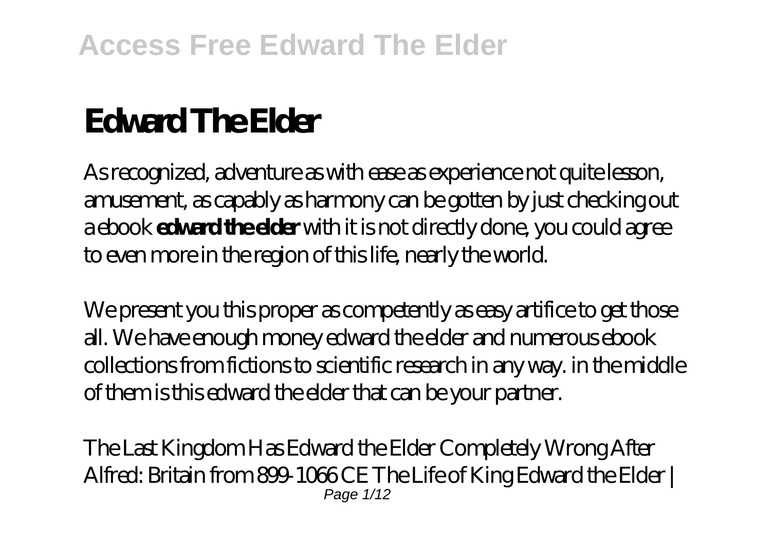# Edward The Elder

As recognized, adventure as with ease as experience not quite lesson, amusement, as capably as harmony can be gotten by just checking out a ebook **edward the elder** with it is not directly done, you could agree to even more in the region of this life, nearly the world.

We present you this proper as competently as easy artifice to get those all. We have enough money edward the elder and numerous ebook collections from fictions to scientific research in any way. in the middle of them is this edward the elder that can be your partner.

*The Last Kingdom Has Edward the Elder Completely Wrong* *After Alfred: Britain from 899-1066 CE* *The Life of King Edward the Elder |*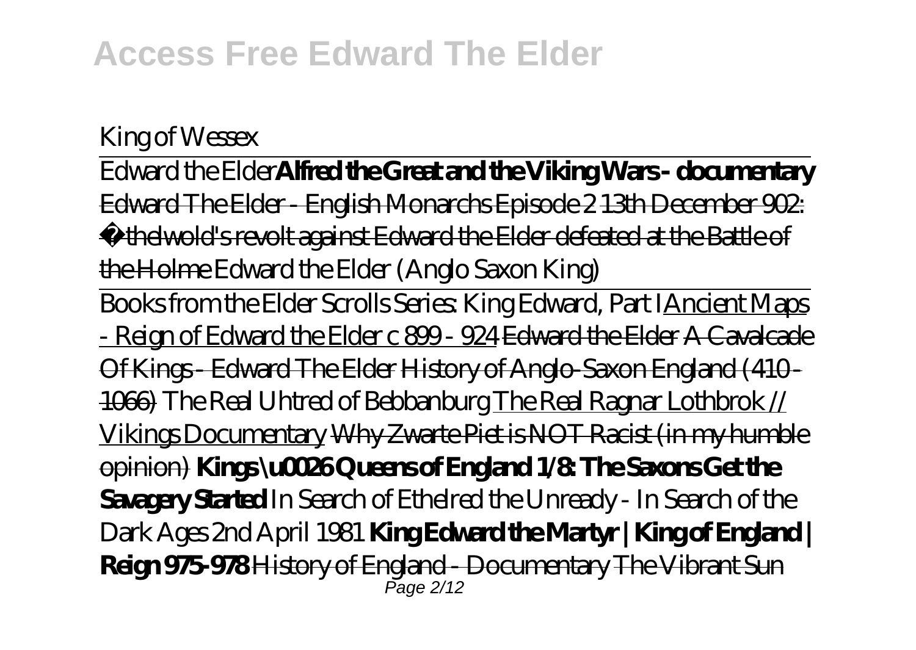King of Wessex

Edward the Elder**Alfred the Great and the Viking Wars - documentary** Edward The Elder - English Monarchs Episode 2 13th December 902: Æthelwold's revolt against Edward the Elder defeated at the Battle of the Holme *Edward the Elder (Anglo Saxon King)*

Books from the Elder Scrolls Series: King Edward, Part IAncient Maps - Reign of Edward the Elder c 899 - 924 Edward the Elder A Cavalcade Of Kings - Edward The Elder History of Anglo-Saxon England (410 - 1066) *The Real Uhtred of Bebbanburg* The Real Ragnar Lothbrok // Vikings Documentary Why Zwarte Piet is NOT Racist (in my humble opinion) **Kings \u0026 Queens of England 1/8: The Saxons Get the Savagery Started** *In Search of Ethelred the Unready - In Search of the Dark Ages 2nd April 1981* **King Edward the Martyr | King of England | Reign 975-978** History of England - Documentary The Vibrant Sun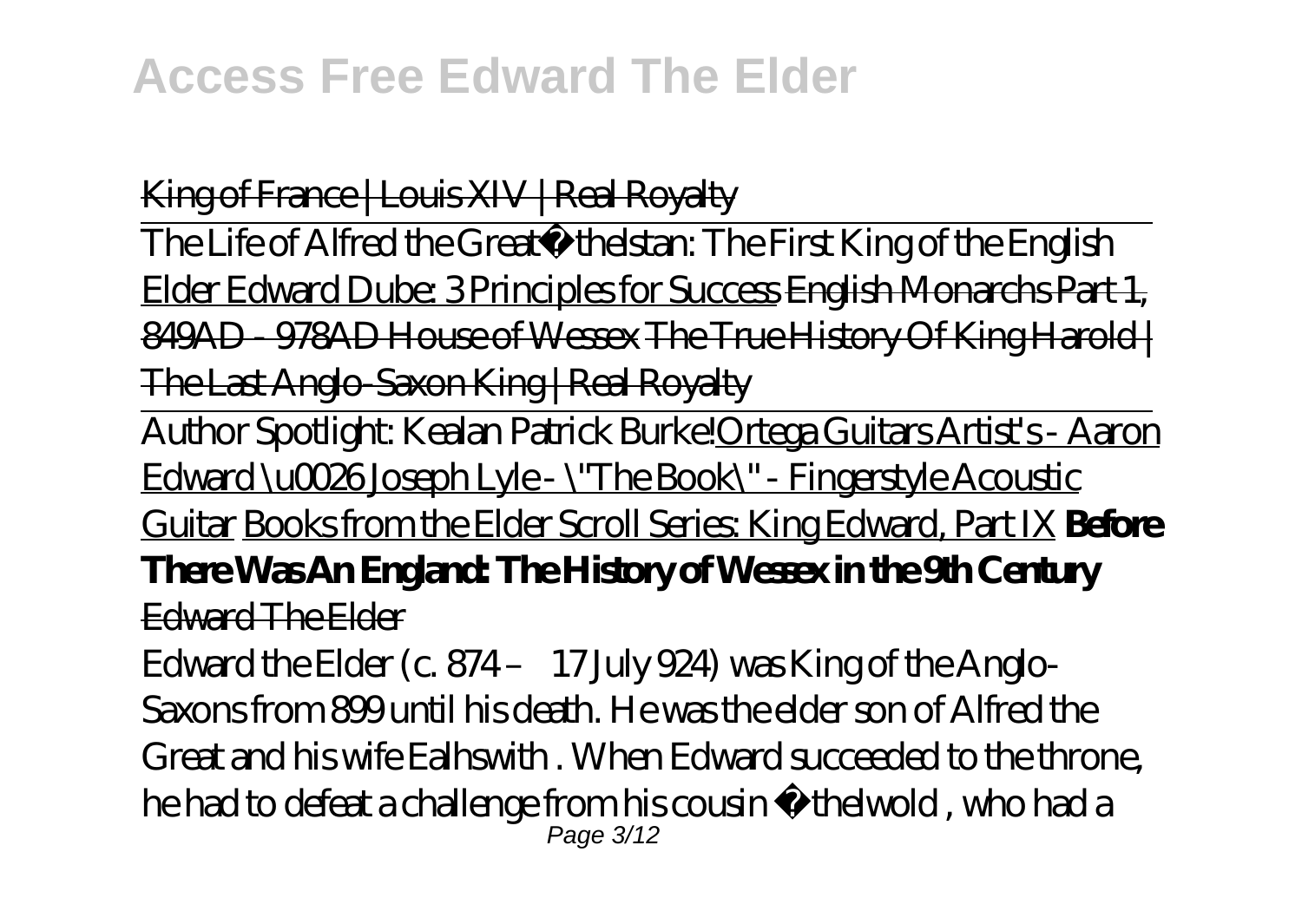King of France | Louis XIV | Real Royalty

The Life of Alfred the Great*Æthelstan: The First King of the English* Elder Edward Dube: 3 Principles for Success English Monarchs Part 1, 849AD - 978AD House of Wessex The True History Of King Harold | The Last Anglo-Saxon King | Real Royalty

Author Spotlight: Kealan Patrick Burke!Ortega Guitars Artist's - Aaron Edward \u0026 Joseph Lyle - \"The Book\" - Fingerstyle Acoustic Guitar Books from the Elder Scroll Series: King Edward, Part IX **Before There Was An England: The History of Wessex in the 9th Century**

Edward The Elder

Edward the Elder (c. 874 – 17 July 924) was King of the Anglo-Saxons from 899 until his death. He was the elder son of Alfred the Great and his wife Ealhswith . When Edward succeeded to the throne, he had to defeat a challenge from his cousin Æthelwold , who had a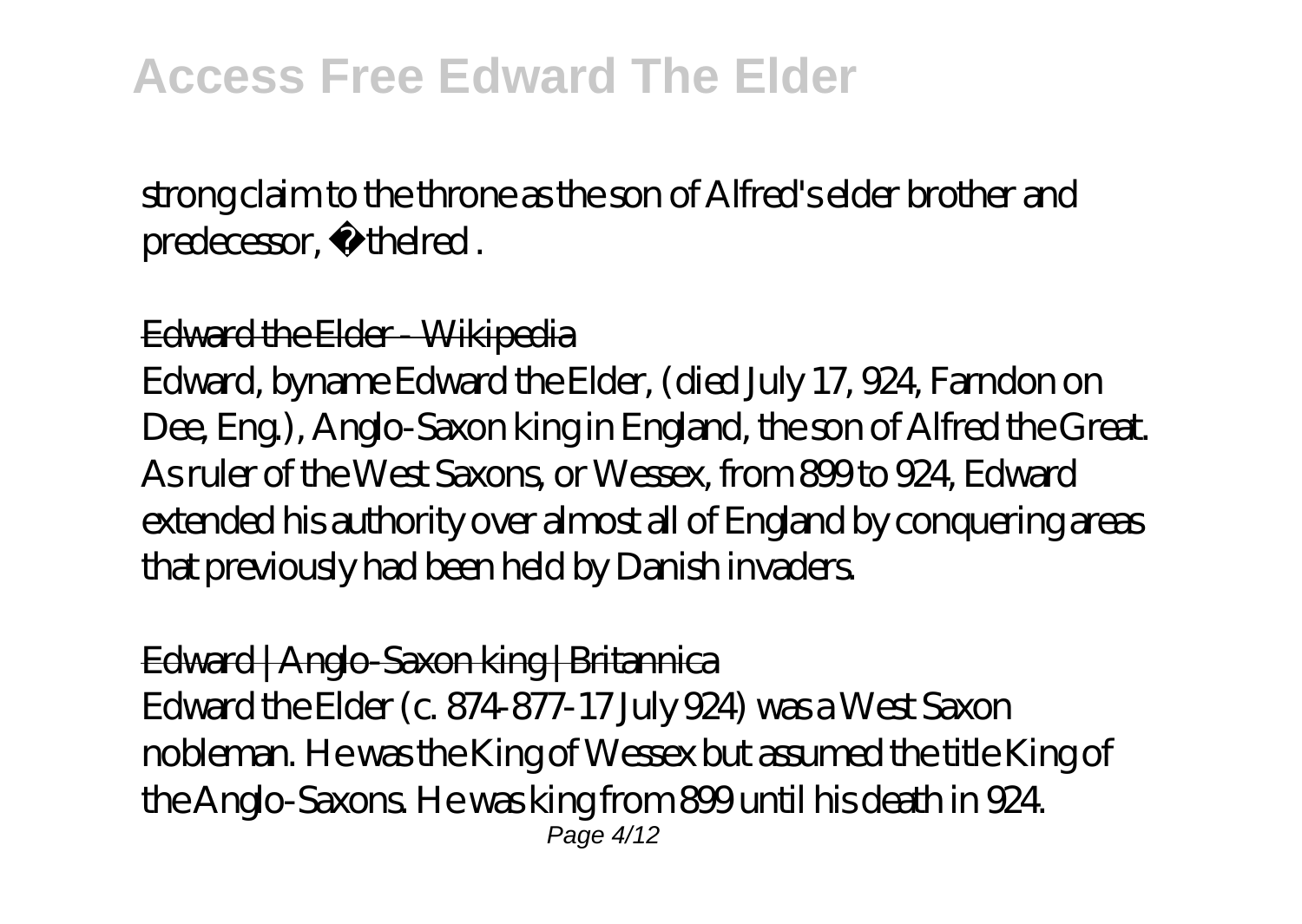strong claim to the throne as the son of Alfred's elder brother and predecessor, Æthelred .

Edward the Elder - Wikipedia

Edward, byname Edward the Elder, (died July 17, 924, Farndon on Dee, Eng.), Anglo-Saxon king in England, the son of Alfred the Great. As ruler of the West Saxons, or Wessex, from 899 to 924, Edward extended his authority over almost all of England by conquering areas that previously had been held by Danish invaders.

Edward | Anglo-Saxon king | Britannica

Edward the Elder (c. 874-877-17 July 924) was a West Saxon nobleman. He was the King of Wessex but assumed the title King of the Anglo-Saxons. He was king from 899 until his death in 924.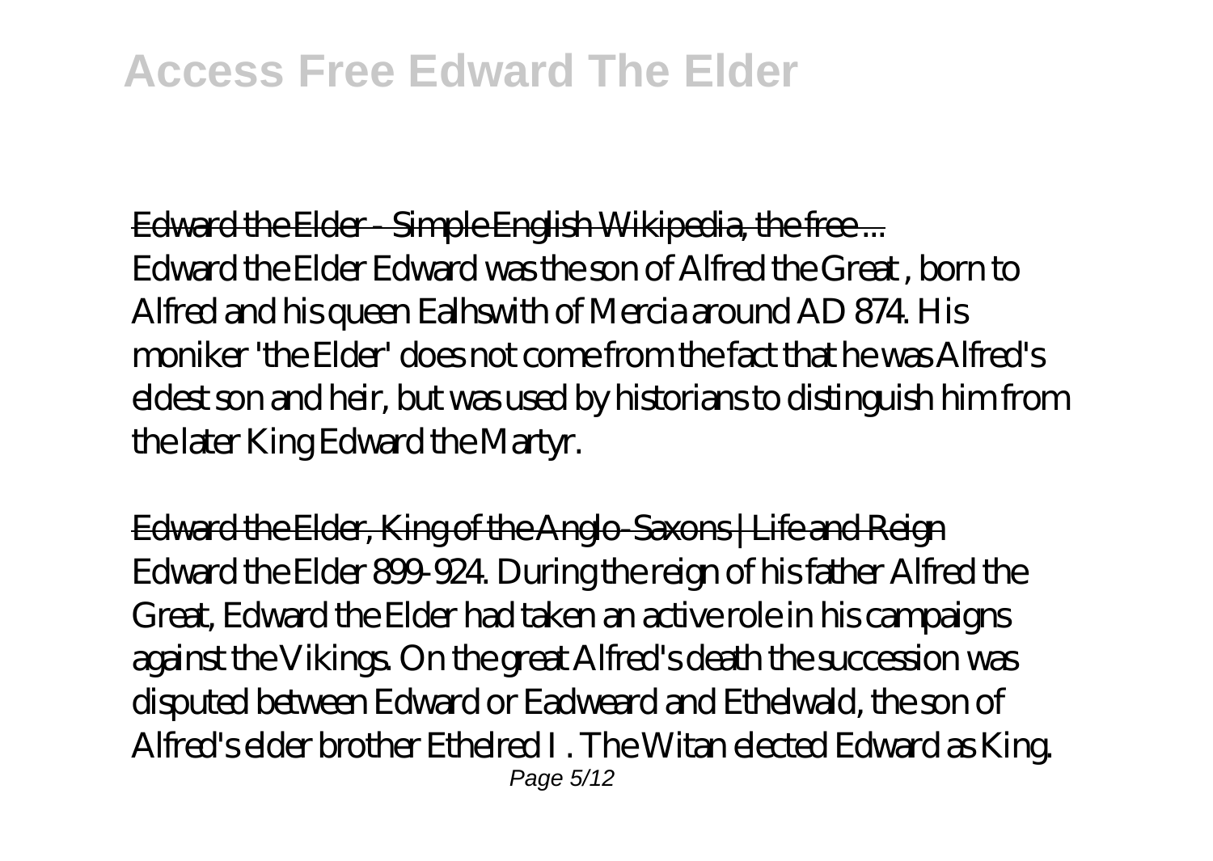Edward the Elder - Simple English Wikipedia, the free ...

Edward the Elder Edward was the son of Alfred the Great , born to Alfred and his queen Ealhswith of Mercia around AD 874. His moniker 'the Elder' does not come from the fact that he was Alfred's eldest son and heir, but was used by historians to distinguish him from the later King Edward the Martyr.

Edward the Elder, King of the Anglo-Saxons | Life and Reign

Edward the Elder 899-924. During the reign of his father Alfred the Great, Edward the Elder had taken an active role in his campaigns against the Vikings. On the great Alfred's death the succession was disputed between Edward or Eadweard and Ethelwald, the son of Alfred's elder brother Ethelred I . The Witan elected Edward as King.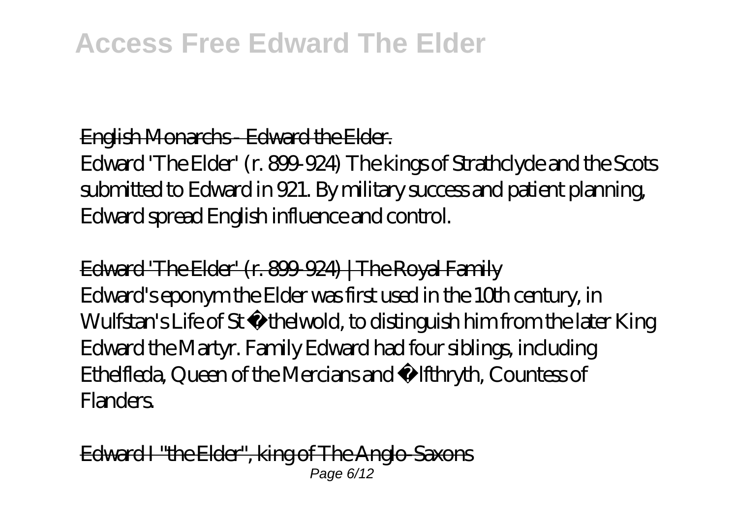English Monarchs - Edward the Elder.

Edward 'The Elder' (r. 899-924) The kings of Strathclyde and the Scots submitted to Edward in 921. By military success and patient planning, Edward spread English influence and control.

Edward 'The Elder' (r. 899-924) | The Royal Family

Edward's eponym the Elder was first used in the 10th century, in Wulfstan's Life of St Æthelwold, to distinguish him from the later King Edward the Martyr. Family Edward had four siblings, including Ethelfleda, Queen of the Mercians and Ælfthryth, Countess of Flanders.

Edward I "the Elder", king of The Anglo-Saxons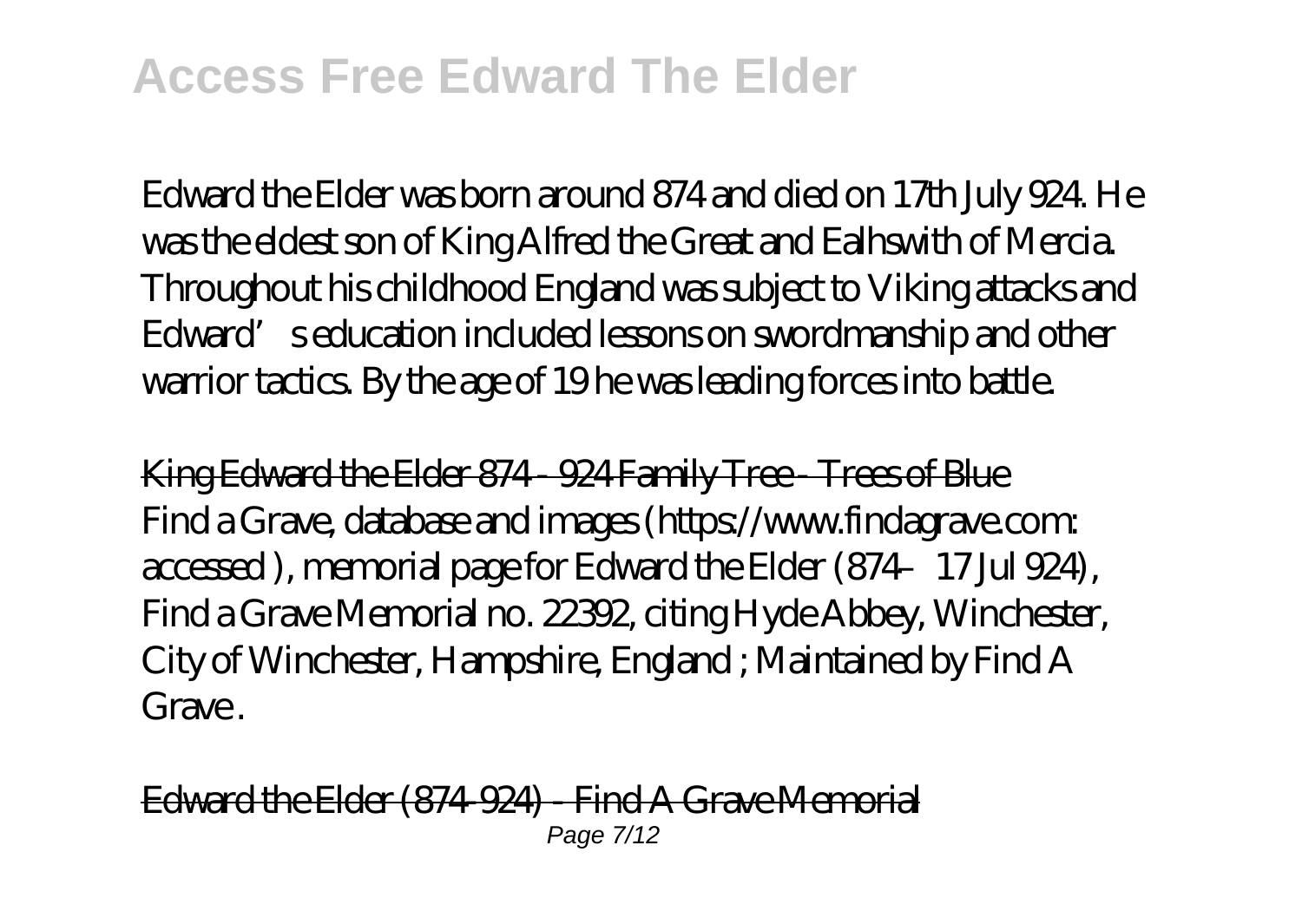Edward the Elder was born around 874 and died on 17th July 924. He was the eldest son of King Alfred the Great and Ealhswith of Mercia. Throughout his childhood England was subject to Viking attacks and Edward's education included lessons on swordmanship and other warrior tactics. By the age of 19 he was leading forces into battle.

King Edward the Elder 874 - 924 Family Tree - Trees of Blue

Find a Grave, database and images (https://www.findagrave.com: accessed ), memorial page for Edward the Elder (874–17 Jul 924), Find a Grave Memorial no. 22392, citing Hyde Abbey, Winchester, City of Winchester, Hampshire, England ; Maintained by Find A Grave .

Edward the Elder (874-924) - Find A Grave Memorial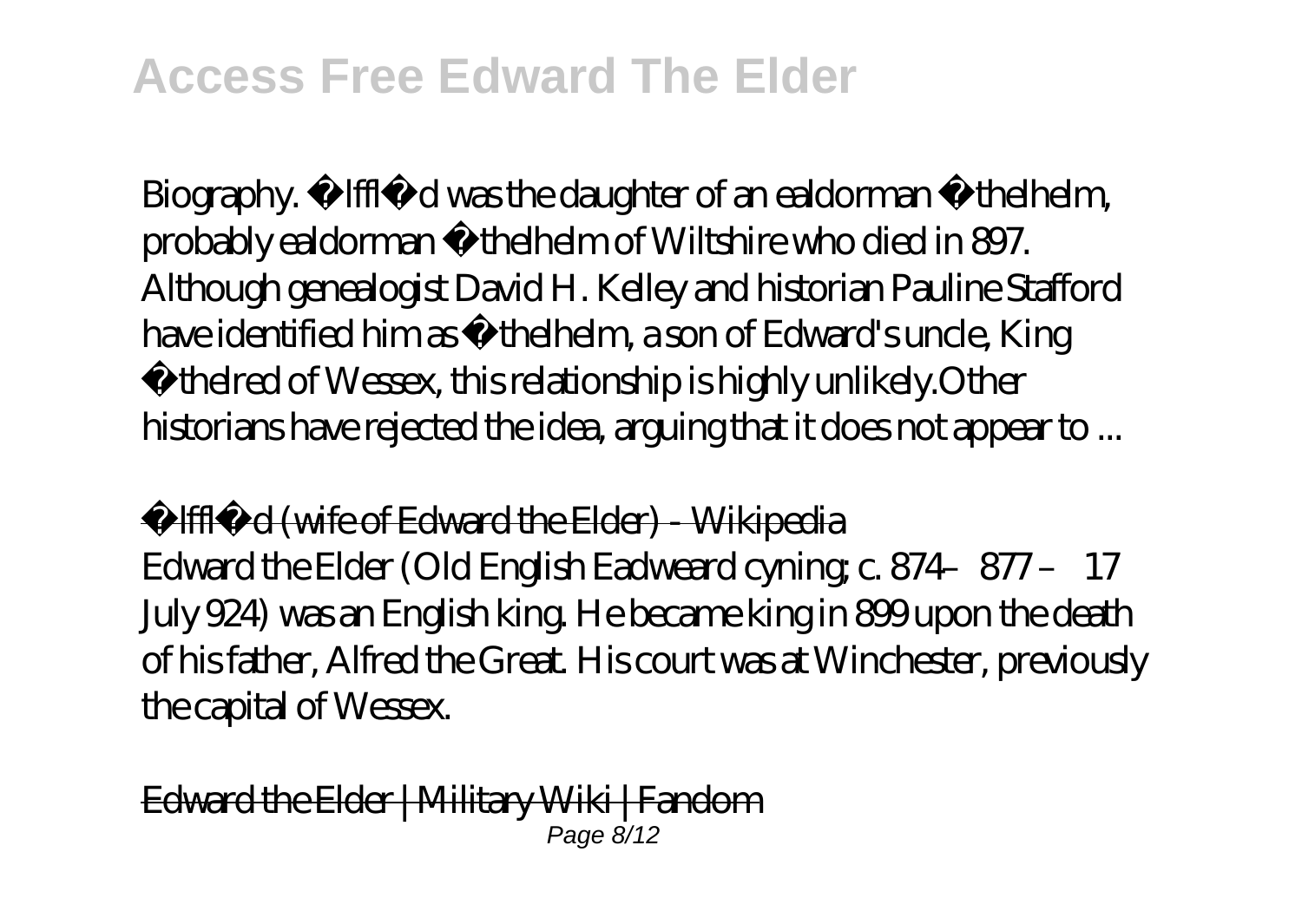Biography. Ælfflæd was the daughter of an ealdorman Æthelhelm, probably ealdorman Æthelhelm of Wiltshire who died in 897. Although genealogist David H. Kelley and historian Pauline Stafford have identified him as Æthelhelm, a son of Edward's uncle, King Æthelred of Wessex, this relationship is highly unlikely.Other historians have rejected the idea, arguing that it does not appear to ...

Ælfflæd (wife of Edward the Elder) - Wikipedia

Edward the Elder (Old English Eadweard cyning; c. 874–877 – 17 July 924) was an English king. He became king in 899 upon the death of his father, Alfred the Great. His court was at Winchester, previously the capital of Wessex.

Edward the Elder | Military Wiki | Fandom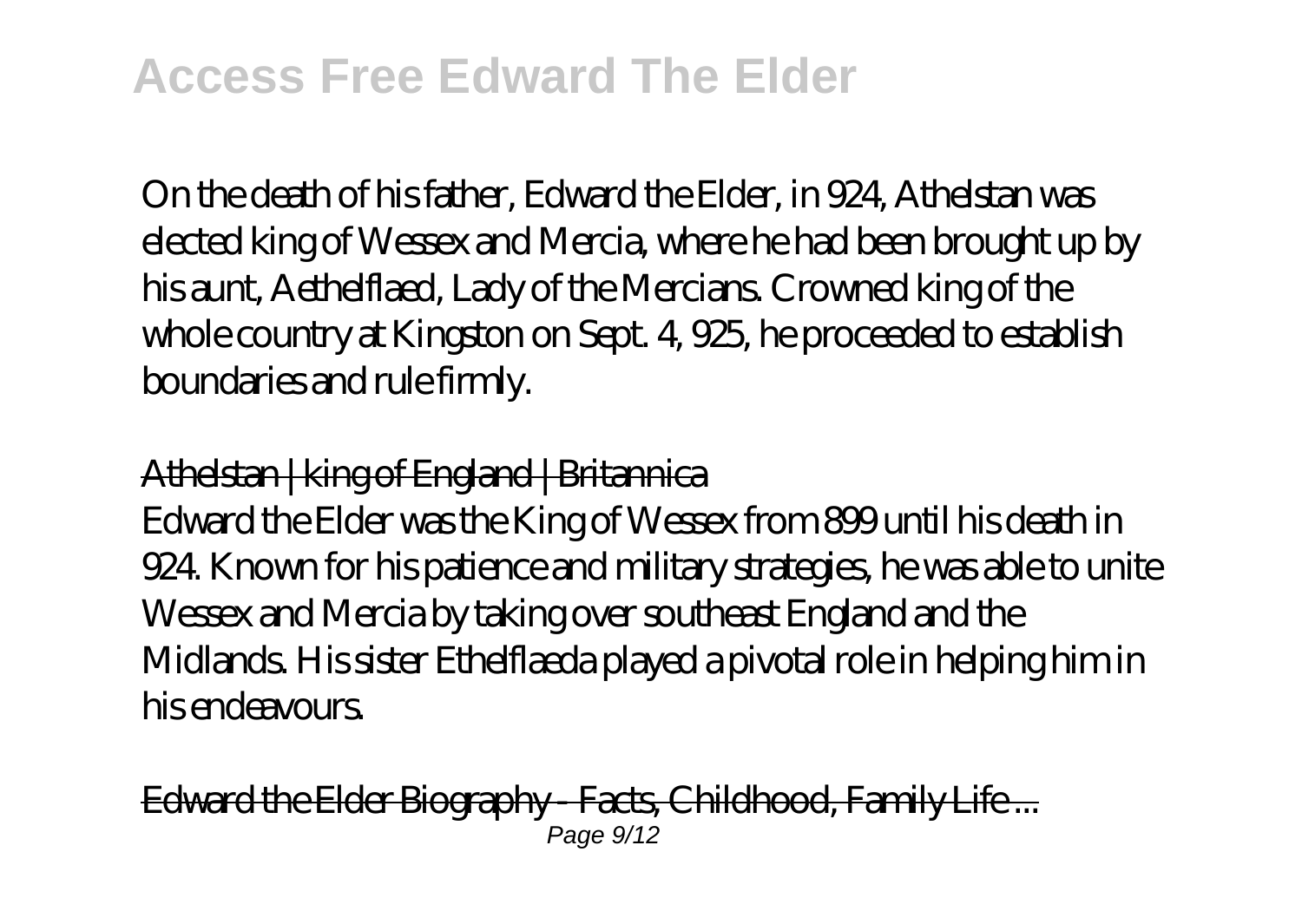On the death of his father, Edward the Elder, in 924, Athelstan was elected king of Wessex and Mercia, where he had been brought up by his aunt, Aethelflaed, Lady of the Mercians. Crowned king of the whole country at Kingston on Sept. 4, 925, he proceeded to establish boundaries and rule firmly.

Athelstan | king of England | Britannica

Edward the Elder was the King of Wessex from 899 until his death in 924. Known for his patience and military strategies, he was able to unite Wessex and Mercia by taking over southeast England and the Midlands. His sister Ethelflaeda played a pivotal role in helping him in his endeavours.

Edward the Elder Biography - Facts, Childhood, Family Life ...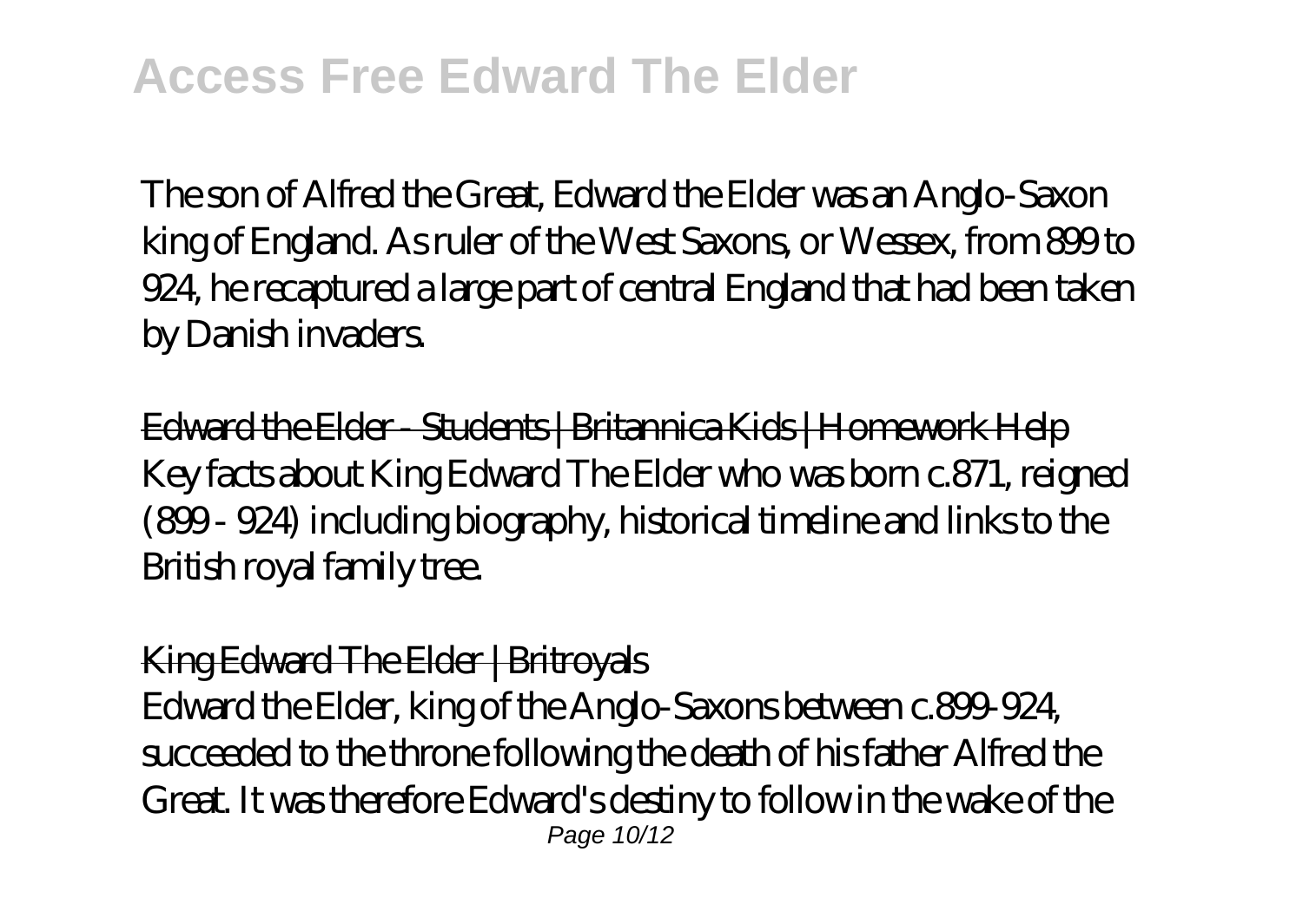The son of Alfred the Great, Edward the Elder was an Anglo-Saxon king of England. As ruler of the West Saxons, or Wessex, from 899 to 924, he recaptured a large part of central England that had been taken by Danish invaders.

Edward the Elder - Students | Britannica Kids | Homework Help

Key facts about King Edward The Elder who was born c.871, reigned (899 - 924) including biography, historical timeline and links to the British royal family tree.

King Edward The Elder | Britroyals

Edward the Elder, king of the Anglo-Saxons between c.899-924, succeeded to the throne following the death of his father Alfred the Great. It was therefore Edward's destiny to follow in the wake of the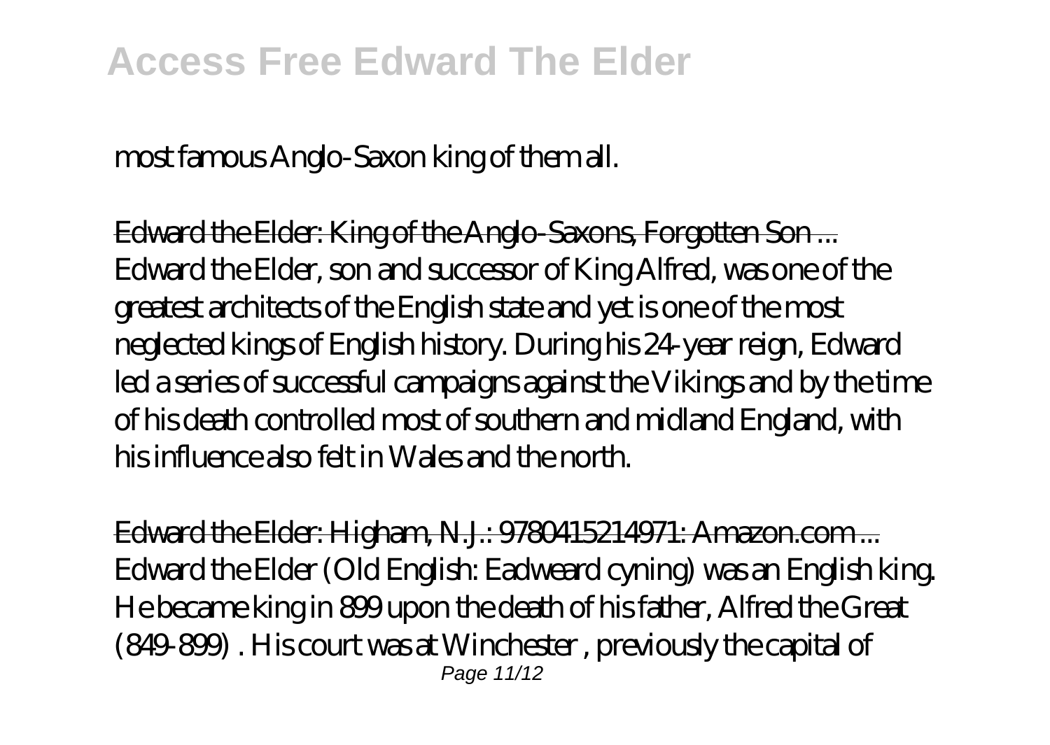most famous Anglo-Saxon king of them all.

Edward the Elder: King of the Anglo-Saxons, Forgotten Son ...
Edward the Elder, son and successor of King Alfred, was one of the greatest architects of the English state and yet is one of the most neglected kings of English history. During his 24-year reign, Edward led a series of successful campaigns against the Vikings and by the time of his death controlled most of southern and midland England, with his influence also felt in Wales and the north.

Edward the Elder: Higham, N.J.: 9780415214971: Amazon.com ...
Edward the Elder (Old English: Eadweard cyning) was an English king. He became king in 899 upon the death of his father, Alfred the Great (849-899) . His court was at Winchester , previously the capital of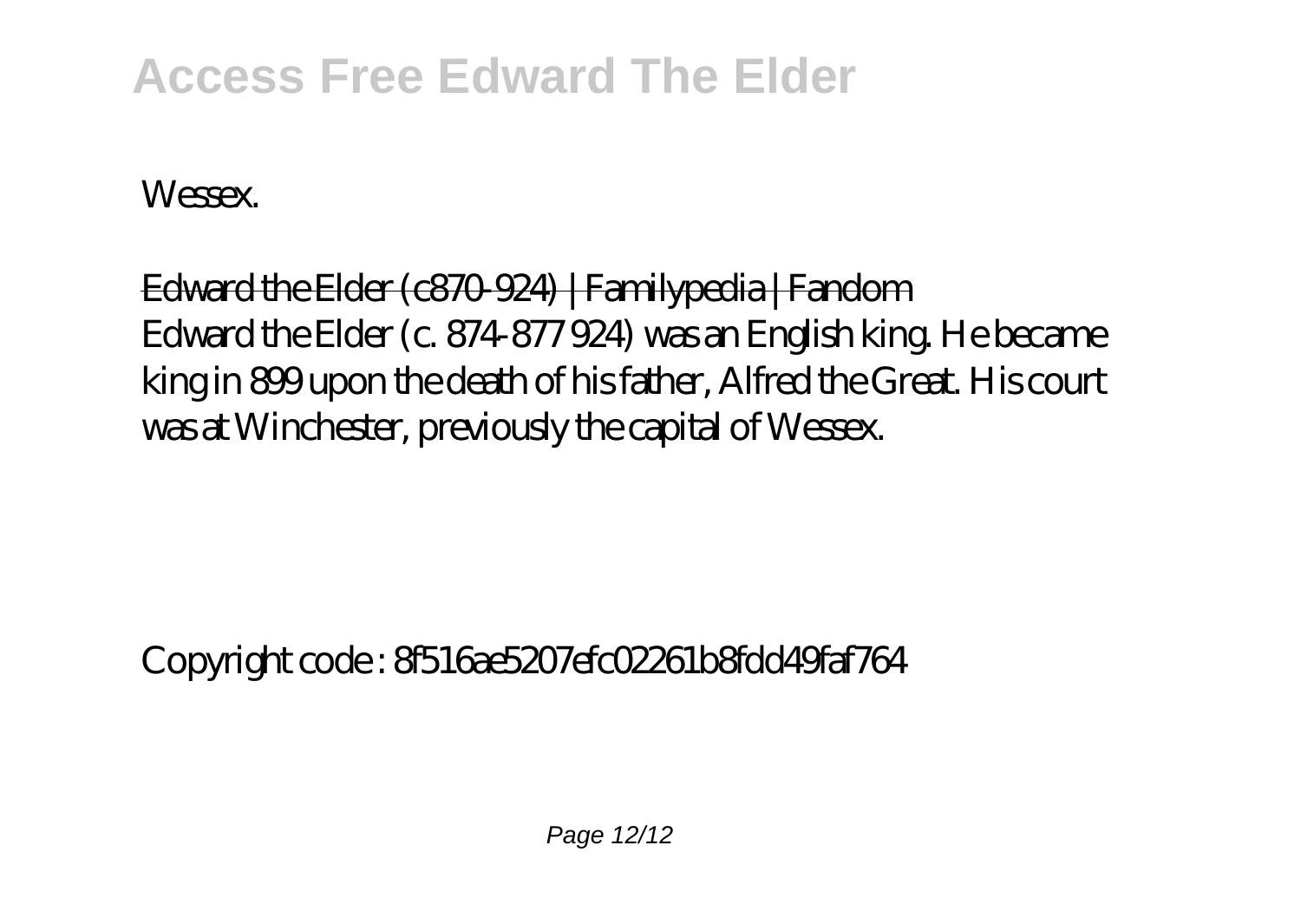Wessex.

Edward the Elder (c870-924) | Familypedia | Fandom

Edward the Elder (c. 874-877 924) was an English king. He became king in 899 upon the death of his father, Alfred the Great. His court was at Winchester, previously the capital of Wessex.

Copyright code : 8f516ae5207efc02261b8fdd49faf764